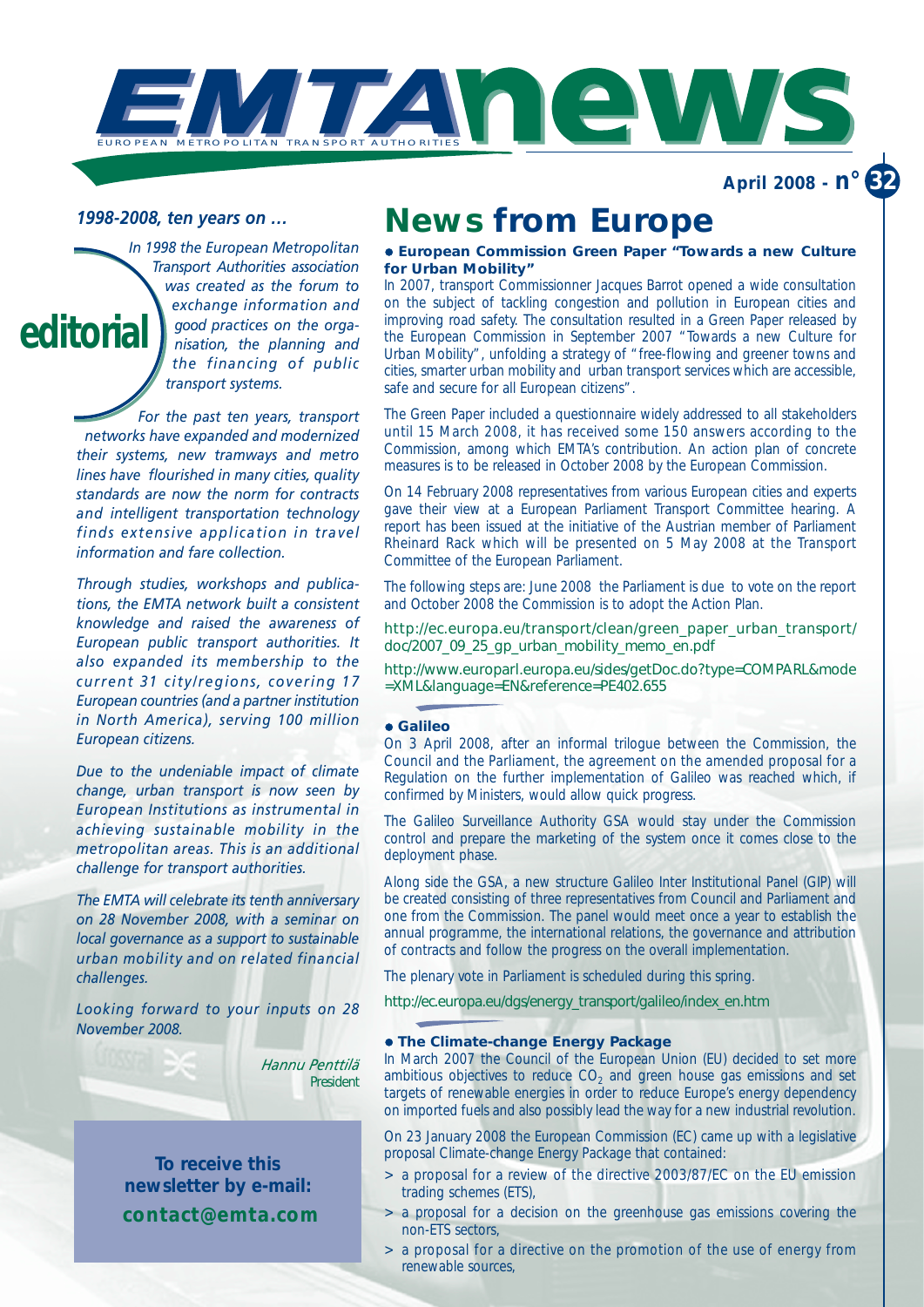# EMTA news

EUROPEAN METROPOLITAN TRANSPORT AUTHORITIES

**April 2008 - n° 32**

## editorial

***1998-2008, ten years on …***

*In 1998 the European Metropolitan Transport Authorities association was created as the forum to exchange information and good practices on the organisation, the planning and the financing of public transport systems.*

*For the past ten years, transport networks have expanded and modernized their systems, new tramways and metro lines have flourished in many cities, quality standards are now the norm for contracts and intelligent transportation technology finds extensive application in travel information and fare collection.*

*Through studies, workshops and publications, the EMTA network built a consistent knowledge and raised the awareness of European public transport authorities. It also expanded its membership to the current 31 city/regions, covering 17 European countries (and a partner institution in North America), serving 100 million European citizens.*

*Due to the undeniable impact of climate change, urban transport is now seen by European Institutions as instrumental in achieving sustainable mobility in the metropolitan areas. This is an additional challenge for transport authorities.*

*The EMTA will celebrate its tenth anniversary on 28 November 2008, with a seminar on local governance as a support to sustainable urban mobility and on related financial challenges.*

*Looking forward to your inputs on 28 November 2008.*

*Hannu Penttilä*
President

**To receive this newsletter by e-mail:**
**contact@emta.com**

# News from Europe

### • European Commission Green Paper "Towards a new Culture for Urban Mobility"

In 2007, transport Commissionner Jacques Barrot opened a wide consultation on the subject of tackling congestion and pollution in European cities and improving road safety. The consultation resulted in a Green Paper released by the European Commission in September 2007 "Towards a new Culture for Urban Mobility", unfolding a strategy of "free-flowing and greener towns and cities, smarter urban mobility and urban transport services which are accessible, safe and secure for all European citizens".

The Green Paper included a questionnaire widely addressed to all stakeholders until 15 March 2008, it has received some 150 answers according to the Commission, among which EMTA's contribution. An action plan of concrete measures is to be released in October 2008 by the European Commission.

On 14 February 2008 representatives from various European cities and experts gave their view at a European Parliament Transport Committee hearing. A report has been issued at the initiative of the Austrian member of Parliament Rheinard Rack which will be presented on 5 May 2008 at the Transport Committee of the European Parliament.

The following steps are: June 2008 the Parliament is due to vote on the report and October 2008 the Commission is to adopt the Action Plan.

http://ec.europa.eu/transport/clean/green_paper_urban_transport/doc/2007_09_25_gp_urban_mobility_memo_en.pdf

http://www.europarl.europa.eu/sides/getDoc.do?type=COMPARL&mode=XML&language=EN&reference=PE402.655

### • Galileo

On 3 April 2008, after an informal trilogue between the Commission, the Council and the Parliament, the agreement on the amended proposal for a Regulation on the further implementation of Galileo was reached which, if confirmed by Ministers, would allow quick progress.

The Galileo Surveillance Authority GSA would stay under the Commission control and prepare the marketing of the system once it comes close to the deployment phase.

Along side the GSA, a new structure Galileo Inter Institutional Panel (GIP) will be created consisting of three representatives from Council and Parliament and one from the Commission. The panel would meet once a year to establish the annual programme, the international relations, the governance and attribution of contracts and follow the progress on the overall implementation.

The plenary vote in Parliament is scheduled during this spring.

http://ec.europa.eu/dgs/energy_transport/galileo/index_en.htm

### • The Climate-change Energy Package

In March 2007 the Council of the European Union (EU) decided to set more ambitious objectives to reduce $CO_2$ and green house gas emissions and set targets of renewable energies in order to reduce Europe's energy dependency on imported fuels and also possibly lead the way for a new industrial revolution.

On 23 January 2008 the European Commission (EC) came up with a legislative proposal Climate-change Energy Package that contained:

> a proposal for a review of the directive 2003/87/EC on the EU emission trading schemes (ETS),

> a proposal for a decision on the greenhouse gas emissions covering the non-ETS sectors,

> a proposal for a directive on the promotion of the use of energy from renewable sources,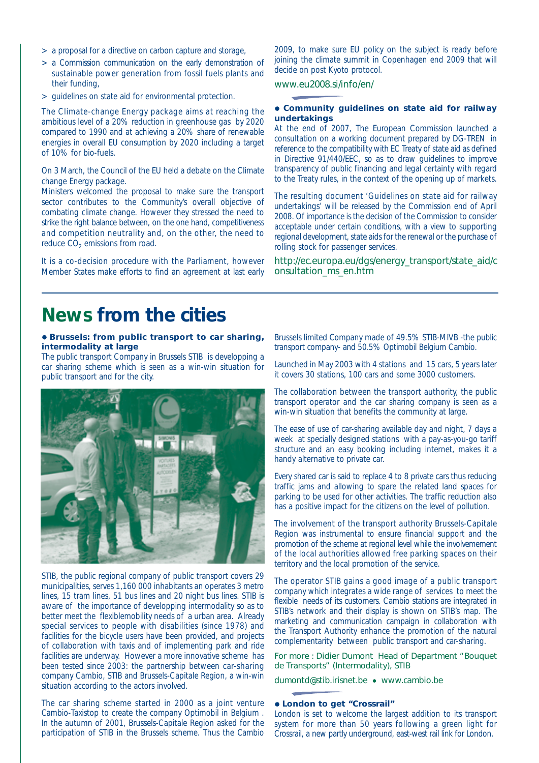- > a proposal for a directive on carbon capture and storage,
- > a Commission communication on the early demonstration of sustainable power generation from fossil fuels plants and their funding,
- > guidelines on state aid for environmental protection.

The Climate-change Energy package aims at reaching the ambitious level of a 20% reduction in greenhouse gas by 2020 compared to 1990 and at achieving a 20% share of renewable energies in overall EU consumption by 2020 including a target of 10% for bio-fuels.

On 3 March, the Council of the EU held a debate on the Climate change Energy package.

Ministers welcomed the proposal to make sure the transport sector contributes to the Community's overall objective of combating climate change. However they stressed the need to strike the right balance between, on the one hand, competitiveness and competition neutrality and, on the other, the need to reduce $CO_2$ emissions from road.

It is a co-decision procedure with the Parliament, however Member States make efforts to find an agreement at last early 2009, to make sure EU policy on the subject is ready before joining the climate summit in Copenhagen end 2009 that will decide on post Kyoto protocol.

www.eu2008.si/info/en/

**• Community guidelines on state aid for railway undertakings**

At the end of 2007, The European Commission launched a consultation on a working document prepared by DG-TREN in reference to the compatibility with EC Treaty of state aid as defined in Directive 91/440/EEC, so as to draw guidelines to improve transparency of public financing and legal certainty with regard to the Treaty rules, in the context of the opening up of markets.

The resulting document 'Guidelines on state aid for railway undertakings' will be released by the Commission end of April 2008. Of importance is the decision of the Commission to consider acceptable under certain conditions, with a view to supporting regional development, state aids for the renewal or the purchase of rolling stock for passenger services.

http://ec.europa.eu/dgs/energy_transport/state_aid/consultation_ms_en.htm

# News from the cities

**• Brussels: from public transport to car sharing, intermodality at large**

The public transport Company in Brussels STIB is developping a car sharing scheme which is seen as a win-win situation for public transport and for the city.

STIB, the public regional company of public transport covers 29 municipalities, serves 1,160 000 inhabitants an operates 3 metro lines, 15 tram lines, 51 bus lines and 20 night bus lines. STIB is aware of the importance of developping intermodality so as to better meet the flexiblemobility needs of a urban area. Already special services to people with disabilities (since 1978) and facilities for the bicycle users have been provided, and projects of collaboration with taxis and of implementing park and ride facilities are underway. However a more innovative scheme has been tested since 2003: the partnership between car-sharing company Cambio, STIB and Brussels-Capitale Region, a win-win situation according to the actors involved.

The car sharing scheme started in 2000 as a joint venture Cambio-Taxistop to create the company Optimobil in Belgium . In the autumn of 2001, Brussels-Capitale Region asked for the participation of STIB in the Brussels scheme. Thus the Cambio Brussels limited Company made of 49.5% STIB-MIVB -the public transport company- and 50.5% Optimobil Belgium Cambio.

Launched in May 2003 with 4 stations and 15 cars, 5 years later it covers 30 stations, 100 cars and some 3000 customers.

The collaboration between the transport authority, the public transport operator and the car sharing company is seen as a win-win situation that benefits the community at large.

The ease of use of car-sharing available day and night, 7 days a week at specially designed stations with a pay-as-you-go tariff structure and an easy booking including internet, makes it a handy alternative to private car.

Every shared car is said to replace 4 to 8 private cars thus reducing traffic jams and allowing to spare the related land spaces for parking to be used for other activities. The traffic reduction also has a positive impact for the citizens on the level of pollution.

The involvement of the transport authority Brussels-Capitale Region was instrumental to ensure financial support and the promotion of the scheme at regional level while the involvemement of the local authorities allowed free parking spaces on their territory and the local promotion of the service.

The operator STIB gains a good image of a public transport company which integrates a wide range of services to meet the flexible needs of its customers. Cambio stations are integrated in STIB's network and their display is shown on STIB's map. The marketing and communication campaign in collaboration with the Transport Authority enhance the promotion of the natural complementarity between public transport and car-sharing.

For more : Didier Dumont Head of Department "Bouquet de Transports" (Intermodality), STIB

dumontd@stib.irisnet.be • www.cambio.be

**• London to get "Crossrail"**

London is set to welcome the largest addition to its transport system for more than 50 years following a green light for Crossrail, a new partly underground, east-west rail link for London.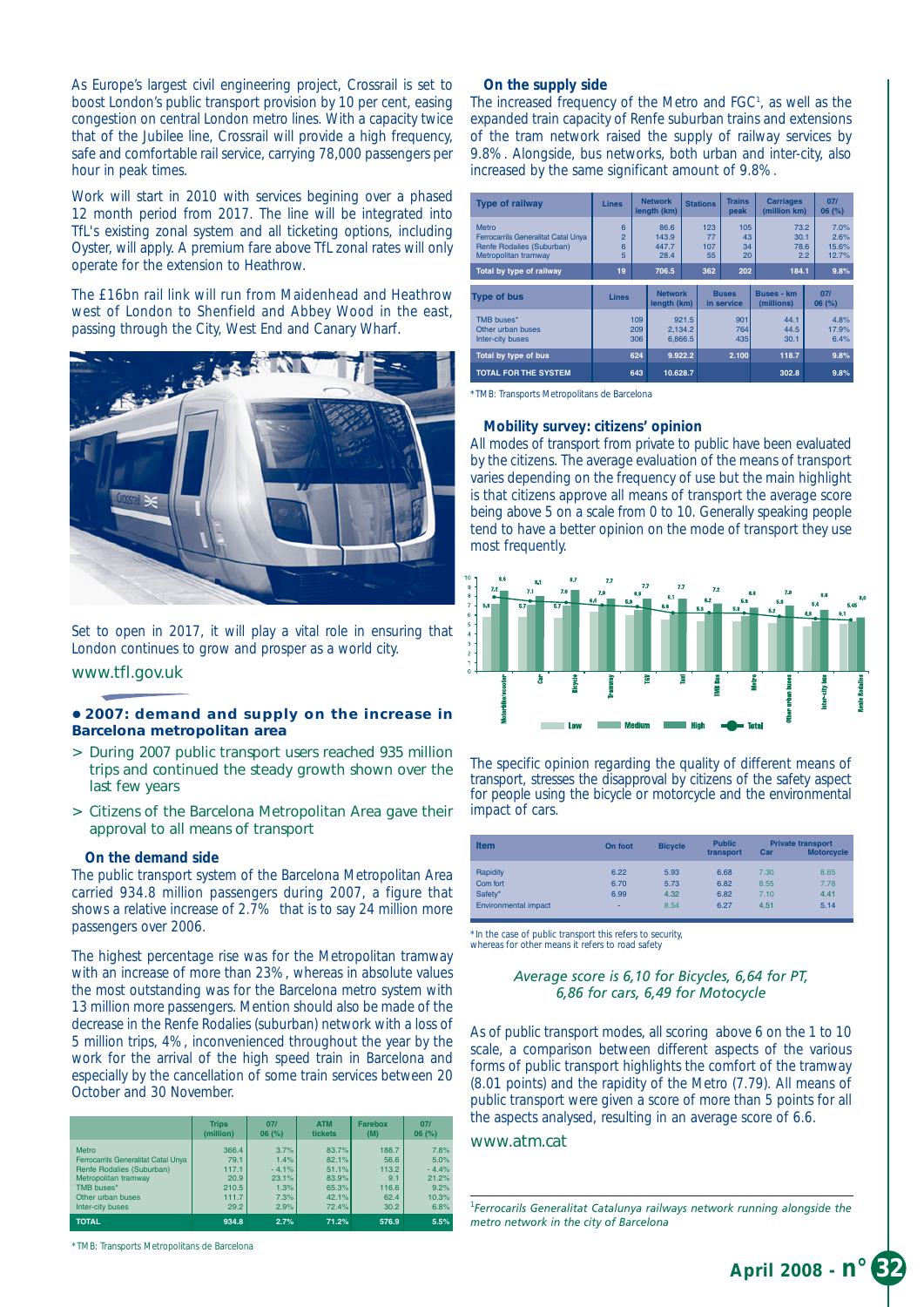As Europe's largest civil engineering project, Crossrail is set to boost London's public transport provision by 10 per cent, easing congestion on central London metro lines. With a capacity twice that of the Jubilee line, Crossrail will provide a high frequency, safe and comfortable rail service, carrying 78,000 passengers per hour in peak times.

Work will start in 2010 with services begining over a phased 12 month period from 2017. The line will be integrated into TfL's existing zonal system and all ticketing options, including Oyster, will apply. A premium fare above TfL zonal rates will only operate for the extension to Heathrow.

The £16bn rail link will run from Maidenhead and Heathrow west of London to Shenfield and Abbey Wood in the east, passing through the City, West End and Canary Wharf.

Set to open in 2017, it will play a vital role in ensuring that London continues to grow and prosper as a world city.

www.tfl.gov.uk

## • 2007: demand and supply on the increase in Barcelona metropolitan area

> During 2007 public transport users reached 935 million trips and continued the steady growth shown over the last few years

> Citizens of the Barcelona Metropolitan Area gave their approval to all means of transport

### On the demand side

The public transport system of the Barcelona Metropolitan Area carried 934.8 million passengers during 2007, a figure that shows a relative increase of 2.7% that is to say 24 million more passengers over 2006.

The highest percentage rise was for the Metropolitan tramway with an increase of more than 23%, whereas in absolute values the most outstanding was for the Barcelona metro system with 13 million more passengers. Mention should also be made of the decrease in the Renfe Rodalies (suburban) network with a loss of 5 million trips, 4%, inconvenienced throughout the year by the work for the arrival of the high speed train in Barcelona and especially by the cancellation of some train services between 20 October and 30 November.

| | Trips (million) | 07/06 (%) | ATM tickets | Farebox (M) | 07/06 (%) |
|---|---|---|---|---|---|
| Metro | 366.4 | 3.7% | 83.7% | 188.7 | 7.8% |
| Ferrocarrils Generalitat Catal Unya | 79.1 | 1.4% | 82.1% | 56.6 | 5.0% |
| Renfe Rodalies (Suburban) | 117.1 | - 4.1% | 51.1% | 113.2 | - 4.4% |
| Metropolitan tramway | 20.9 | 23.1% | 83.9% | 9.1 | 21.2% |
| TMB buses* | 210.5 | 1.3% | 65.3% | 116.6 | 9.2% |
| Other urban buses | 111.7 | 7.3% | 42.1% | 62.4 | 10.3% |
| Inter-city buses | 29.2 | 2.9% | 72.4% | 30.2 | 6.8% |
| **TOTAL** | **934.8** | **2.7%** | **71.2%** | **576.9** | **5.5%** |

*TMB: Transports Metropolitans de Barcelona

### On the supply side

The increased frequency of the Metro and FGC[1], as well as the expanded train capacity of Renfe suburban trains and extensions of the tram network raised the supply of railway services by 9.8%. Alongside, bus networks, both urban and inter-city, also increased by the same significant amount of 9.8%.

| Type of railway | Lines | Network length (km) | Stations | Trains peak | Carriages (million km) | 07/06 (%) |
|---|---|---|---|---|---|---|
| Metro | 6 | 86.6 | 123 | 105 | 73.2 | 7.0% |
| Ferrocarrils Generalitat Catal Unya | 2 | 143.9 | 77 | 43 | 30.1 | 2.6% |
| Renfe Rodalies (Suburban) | 6 | 447.7 | 107 | 34 | 78.6 | 15.6% |
| Metropolitan tramway | 5 | 28.4 | 55 | 20 | 2.2 | 12.7% |
| **Total by type of railway** | **19** | **706.5** | **362** | **202** | **184.1** | **9.8%** |

| Type of bus | Lines | Network length (km) | Buses in service | Buses - km (millions) | 07/06 (%) |
|---|---|---|---|---|---|
| TMB buses* | 109 | 921.5 | 901 | 44.1 | 4.8% |
| Other urban buses | 209 | 2,134.2 | 764 | 44.5 | 17.9% |
| Inter-city buses | 306 | 6,866.5 | 435 | 30.1 | 6.4% |
| **Total by type of bus** | **624** | **9.922.2** | **2.100** | **118.7** | **9.8%** |
| **TOTAL FOR THE SYSTEM** | **643** | **10.628.7** | | **302.8** | **9.8%** |

*TMB: Transports Metropolitans de Barcelona

### Mobility survey: citizens' opinion

All modes of transport from private to public have been evaluated by the citizens. The average evaluation of the means of transport varies depending on the frequency of use but the main highlight is that citizens approve all means of transport the average score being above 5 on a scale from 0 to 10. Generally speaking people tend to have a better opinion on the mode of transport they use most frequently.

The specific opinion regarding the quality of different means of transport, stresses the disapproval by citizens of the safety aspect for people using the bicycle or motorcycle and the environmental impact of cars.

| Item | On foot | Bicycle | Public transport | Private transport Car | Private transport Motorcycle |
|---|---|---|---|---|---|
| Rapidity | 6.22 | 5.93 | 6.68 | 7.30 | 8.65 |
| Com fort | 6.70 | 5.73 | 6.82 | 8.55 | 7.78 |
| Safety* | 6.99 | 4.32 | 6.82 | 7.10 | 4.41 |
| Environmental impact | - | 8.54 | 6.27 | 4.51 | 5.14 |

*In the case of public transport this refers to security, whereas for other means it refers to road safety

*Average score is 6,10 for Bicycles, 6,64 for PT, 6,86 for cars, 6,49 for Motocycle*

As of public transport modes, all scoring above 6 on the 1 to 10 scale, a comparison between different aspects of the various forms of public transport highlights the comfort of the tramway (8.01 points) and the rapidity of the Metro (7.79). All means of public transport were given a score of more than 5 points for all the aspects analysed, resulting in an average score of 6.6.

www.atm.cat

[1] *Ferrocarils Generalitat Catalunya railways network running alongside the metro network in the city of Barcelona*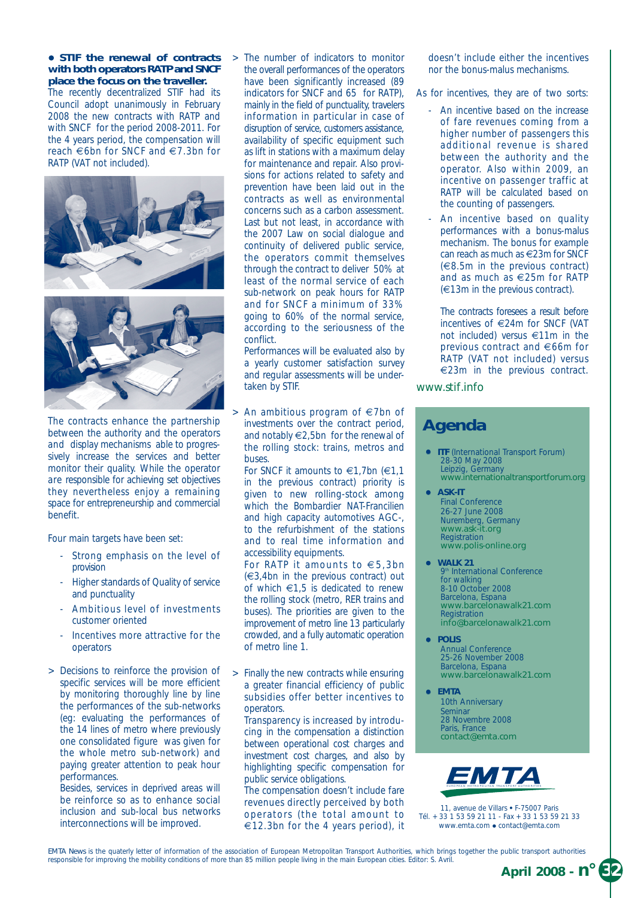**• STIF the renewal of contracts with both operators RATP and SNCF place the focus on the traveller.**

The recently decentralized STIF had its Council adopt unanimously in February 2008 the new contracts with RATP and with SNCF for the period 2008-2011. For the 4 years period, the compensation will reach €6bn for SNCF and €7.3bn for RATP (VAT not included).

The contracts enhance the partnership between the authority and the operators and display mechanisms able to progressively increase the services and better monitor their quality. While the operator are responsible for achieving set objectives they nevertheless enjoy a remaining space for entrepreneurship and commercial benefit.

Four main targets have been set:

- Strong emphasis on the level of provision
- Higher standards of Quality of service and punctuality
- Ambitious level of investments customer oriented
- Incentives more attractive for the operators

> Decisions to reinforce the provision of specific services will be more efficient by monitoring thoroughly line by line the performances of the sub-networks (eg: evaluating the performances of the 14 lines of metro where previously one consolidated figure was given for the whole metro sub-network) and paying greater attention to peak hour performances.
Besides, services in deprived areas will be reinforce so as to enhance social inclusion and sub-local bus networks interconnections will be improved.

> The number of indicators to monitor the overall performances of the operators have been significantly increased (89 indicators for SNCF and 65 for RATP), mainly in the field of punctuality, travelers information in particular in case of disruption of service, customers assistance, availability of specific equipment such as lift in stations with a maximum delay for maintenance and repair. Also provisions for actions related to safety and prevention have been laid out in the contracts as well as environmental concerns such as a carbon assessment.
Last but not least, in accordance with the 2007 Law on social dialogue and continuity of delivered public service, the operators commit themselves through the contract to deliver 50% at least of the normal service of each sub-network on peak hours for RATP and for SNCF a minimum of 33% going to 60% of the normal service, according to the seriousness of the conflict.
Performances will be evaluated also by a yearly customer satisfaction survey and regular assessments will be undertaken by STIF.

> An ambitious program of €7bn of investments over the contract period, and notably €2,5bn for the renewal of the rolling stock: trains, metros and buses.
For SNCF it amounts to €1,7bn (€1,1 in the previous contract) priority is given to new rolling-stock among which the Bombardier NAT-Francilien and high capacity automotives AGC-, to the refurbishment of the stations and to real time information and accessibility equipments.
For RATP it amounts to €5,3bn (€3,4bn in the previous contract) out of which €1,5 is dedicated to renew the rolling stock (metro, RER trains and buses). The priorities are given to the improvement of metro line 13 particularly crowded, and a fully automatic operation of metro line 1.

> Finally the new contracts while ensuring a greater financial efficiency of public subsidies offer better incentives to operators.
Transparency is increased by introducing in the compensation a distinction between operational cost charges and investment cost charges, and also by highlighting specific compensation for public service obligations.
The compensation doesn't include fare revenues directly perceived by both operators (the total amount to €12.3bn for the 4 years period), it doesn't include either the incentives nor the bonus-malus mechanisms.

As for incentives, they are of two sorts:

- An incentive based on the increase of fare revenues coming from a higher number of passengers this additional revenue is shared between the authority and the operator. Also within 2009, an incentive on passenger traffic at RATP will be calculated based on the counting of passengers.
- An incentive based on quality performances with a bonus-malus mechanism. The bonus for example can reach as much as €23m for SNCF (€8.5m in the previous contract) and as much as €25m for RATP (€13m in the previous contract).

The contracts foresees a result before incentives of €24m for SNCF (VAT not included) versus €11m in the previous contract and €66m for RATP (VAT not included) versus €23m in the previous contract.

www.stif.info

## Agenda

- **ITF** (International Transport Forum)
  28-30 May 2008
  Leipzig, Germany
  www.internationaltransportforum.org

- **ASK-IT**
  Final Conference
  26-27 June 2008
  Nuremberg, Germany
  www.ask-it.org
  Registration
  www.polis-online.org

- **WALK 21**
  9th International Conference for walking
  8-10 October 2008
  Barcelona, Espana
  www.barcelonawalk21.com
  Registration
  info@barcelonawalk21.com

- **POLIS**
  Annual Conference
  25-26 November 2008
  Barcelona, Espana
  www.barcelonawalk21.com

- **EMTA**
  10th Anniversary Seminar
  28 Novembre 2008
  Paris, France
  contact@emta.com

EMTA – European Metropolitan Transport Authorities

11, avenue de Villars • F-75007 Paris
Tél. + 33 1 53 59 21 11 - Fax + 33 1 53 59 21 33
www.emta.com • contact@emta.com

EMTA News is the quaterly letter of information of the association of European Metropolitan Transport Authorities, which brings together the public transport authorities responsible for improving the mobility conditions of more than 85 million people living in the main European cities. Editor: S. Avril.

**April 2008 - n° 32**